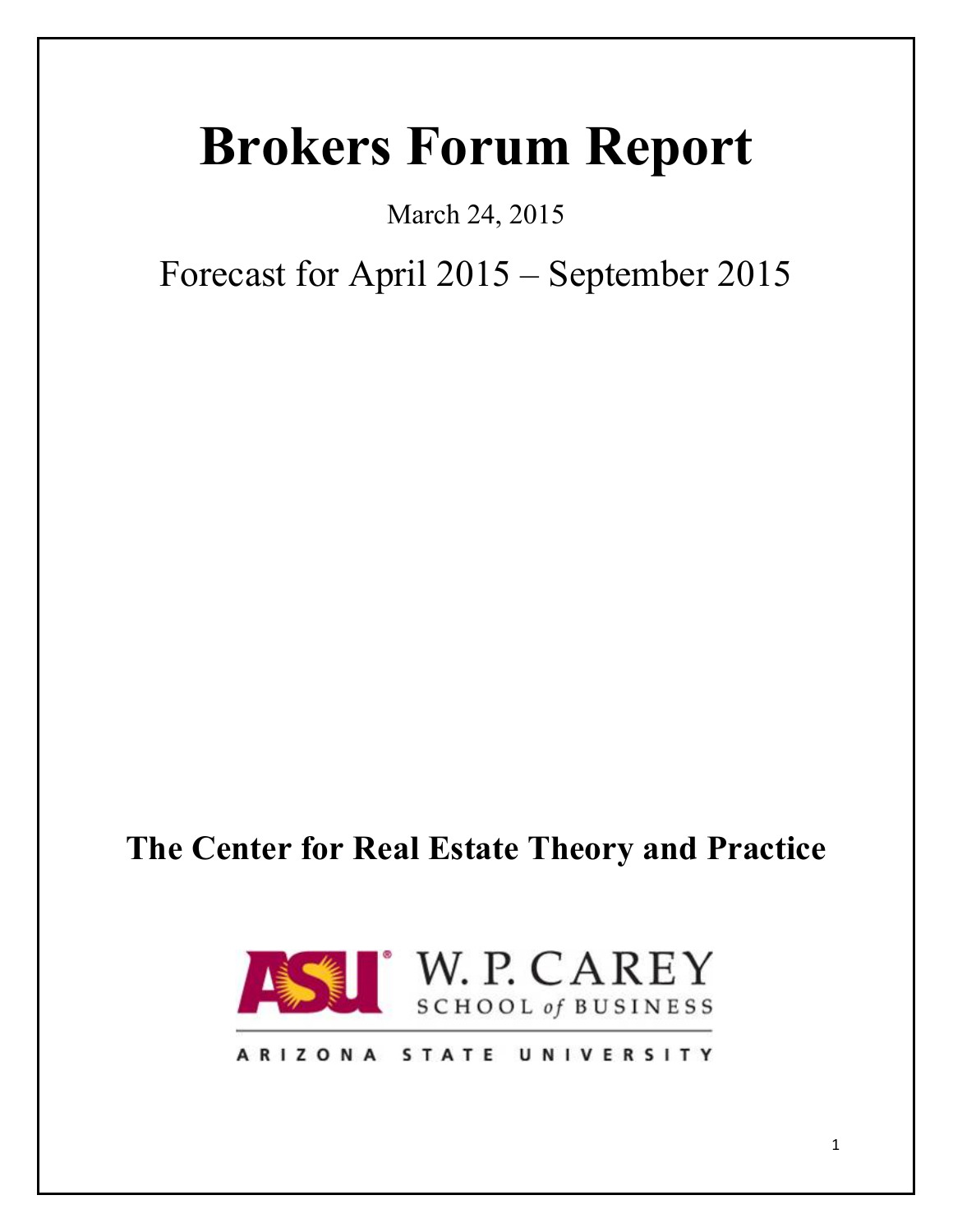# Brokers Forum Report

March 24, 2015

Forecast for April 2015 – September 2015

**The Center for Real Estate Theory and Practice**

ASU W. P. CAREY SCHOOL of BUSINESS

ARIZONA STATE UNIVERSITY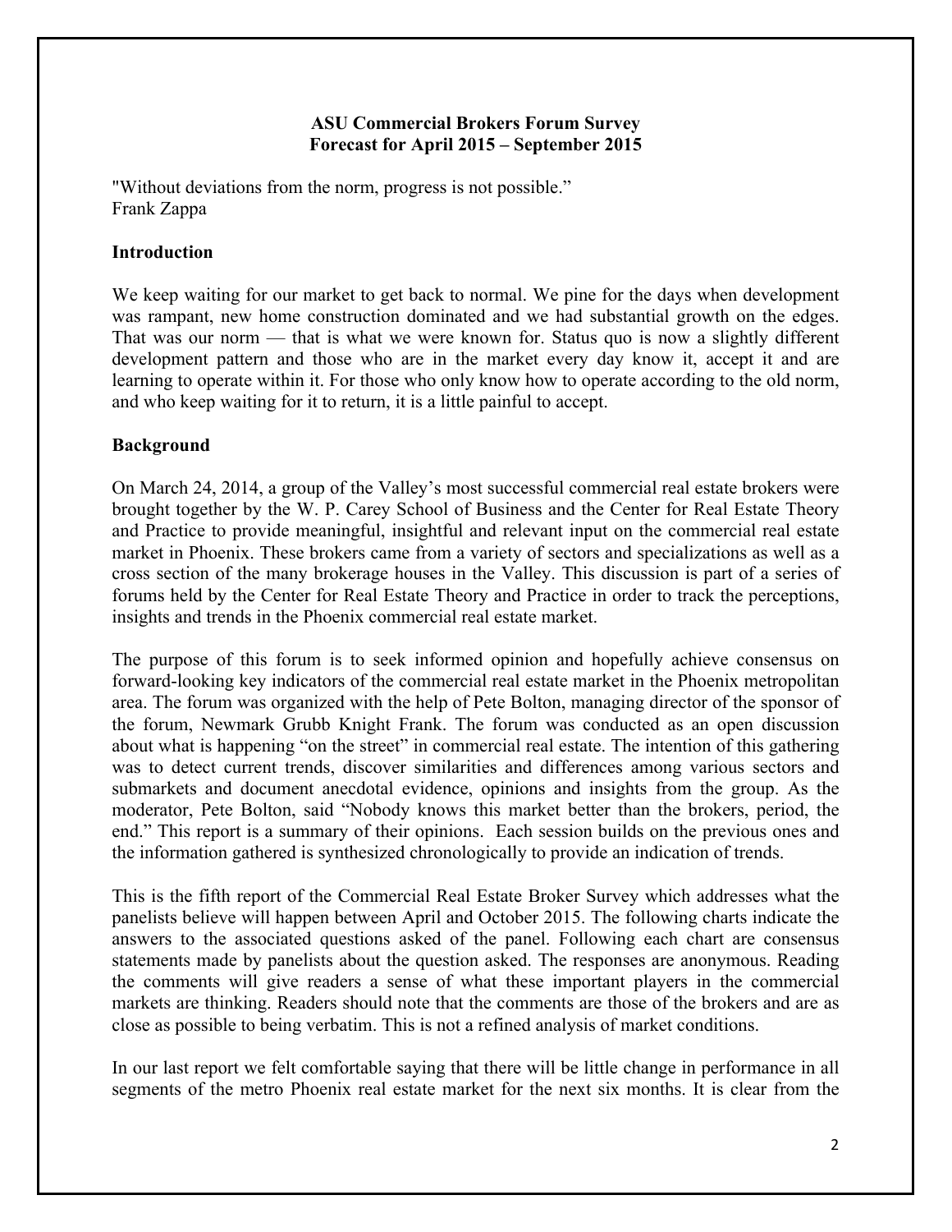**ASU Commercial Brokers Forum Survey**
**Forecast for April 2015 – September 2015**

"Without deviations from the norm, progress is not possible."
Frank Zappa

## Introduction

We keep waiting for our market to get back to normal. We pine for the days when development was rampant, new home construction dominated and we had substantial growth on the edges. That was our norm — that is what we were known for. Status quo is now a slightly different development pattern and those who are in the market every day know it, accept it and are learning to operate within it. For those who only know how to operate according to the old norm, and who keep waiting for it to return, it is a little painful to accept.

## Background

On March 24, 2014, a group of the Valley's most successful commercial real estate brokers were brought together by the W. P. Carey School of Business and the Center for Real Estate Theory and Practice to provide meaningful, insightful and relevant input on the commercial real estate market in Phoenix. These brokers came from a variety of sectors and specializations as well as a cross section of the many brokerage houses in the Valley. This discussion is part of a series of forums held by the Center for Real Estate Theory and Practice in order to track the perceptions, insights and trends in the Phoenix commercial real estate market.

The purpose of this forum is to seek informed opinion and hopefully achieve consensus on forward-looking key indicators of the commercial real estate market in the Phoenix metropolitan area. The forum was organized with the help of Pete Bolton, managing director of the sponsor of the forum, Newmark Grubb Knight Frank. The forum was conducted as an open discussion about what is happening "on the street" in commercial real estate. The intention of this gathering was to detect current trends, discover similarities and differences among various sectors and submarkets and document anecdotal evidence, opinions and insights from the group. As the moderator, Pete Bolton, said "Nobody knows this market better than the brokers, period, the end." This report is a summary of their opinions. Each session builds on the previous ones and the information gathered is synthesized chronologically to provide an indication of trends.

This is the fifth report of the Commercial Real Estate Broker Survey which addresses what the panelists believe will happen between April and October 2015. The following charts indicate the answers to the associated questions asked of the panel. Following each chart are consensus statements made by panelists about the question asked. The responses are anonymous. Reading the comments will give readers a sense of what these important players in the commercial markets are thinking. Readers should note that the comments are those of the brokers and are as close as possible to being verbatim. This is not a refined analysis of market conditions.

In our last report we felt comfortable saying that there will be little change in performance in all segments of the metro Phoenix real estate market for the next six months. It is clear from the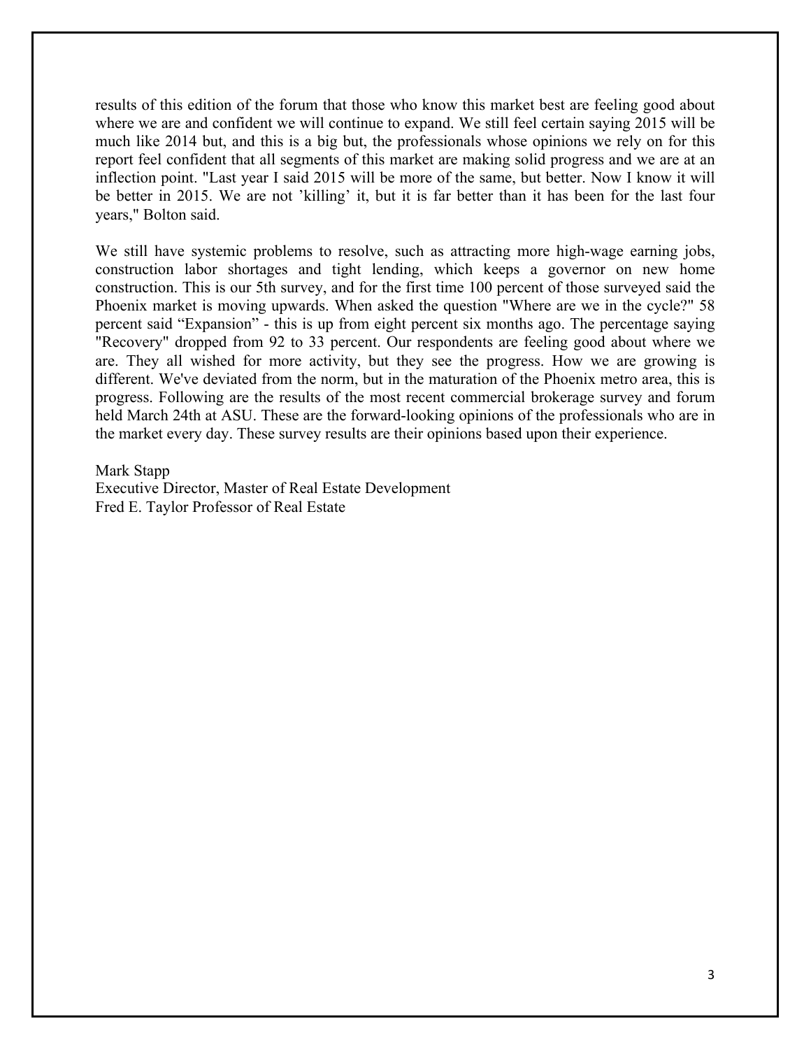results of this edition of the forum that those who know this market best are feeling good about where we are and confident we will continue to expand. We still feel certain saying 2015 will be much like 2014 but, and this is a big but, the professionals whose opinions we rely on for this report feel confident that all segments of this market are making solid progress and we are at an inflection point. "Last year I said 2015 will be more of the same, but better. Now I know it will be better in 2015. We are not 'killing' it, but it is far better than it has been for the last four years," Bolton said.

We still have systemic problems to resolve, such as attracting more high-wage earning jobs, construction labor shortages and tight lending, which keeps a governor on new home construction. This is our 5th survey, and for the first time 100 percent of those surveyed said the Phoenix market is moving upwards. When asked the question "Where are we in the cycle?" 58 percent said "Expansion" - this is up from eight percent six months ago. The percentage saying "Recovery" dropped from 92 to 33 percent. Our respondents are feeling good about where we are. They all wished for more activity, but they see the progress. How we are growing is different. We've deviated from the norm, but in the maturation of the Phoenix metro area, this is progress. Following are the results of the most recent commercial brokerage survey and forum held March 24th at ASU. These are the forward-looking opinions of the professionals who are in the market every day. These survey results are their opinions based upon their experience.

Mark Stapp
Executive Director, Master of Real Estate Development
Fred E. Taylor Professor of Real Estate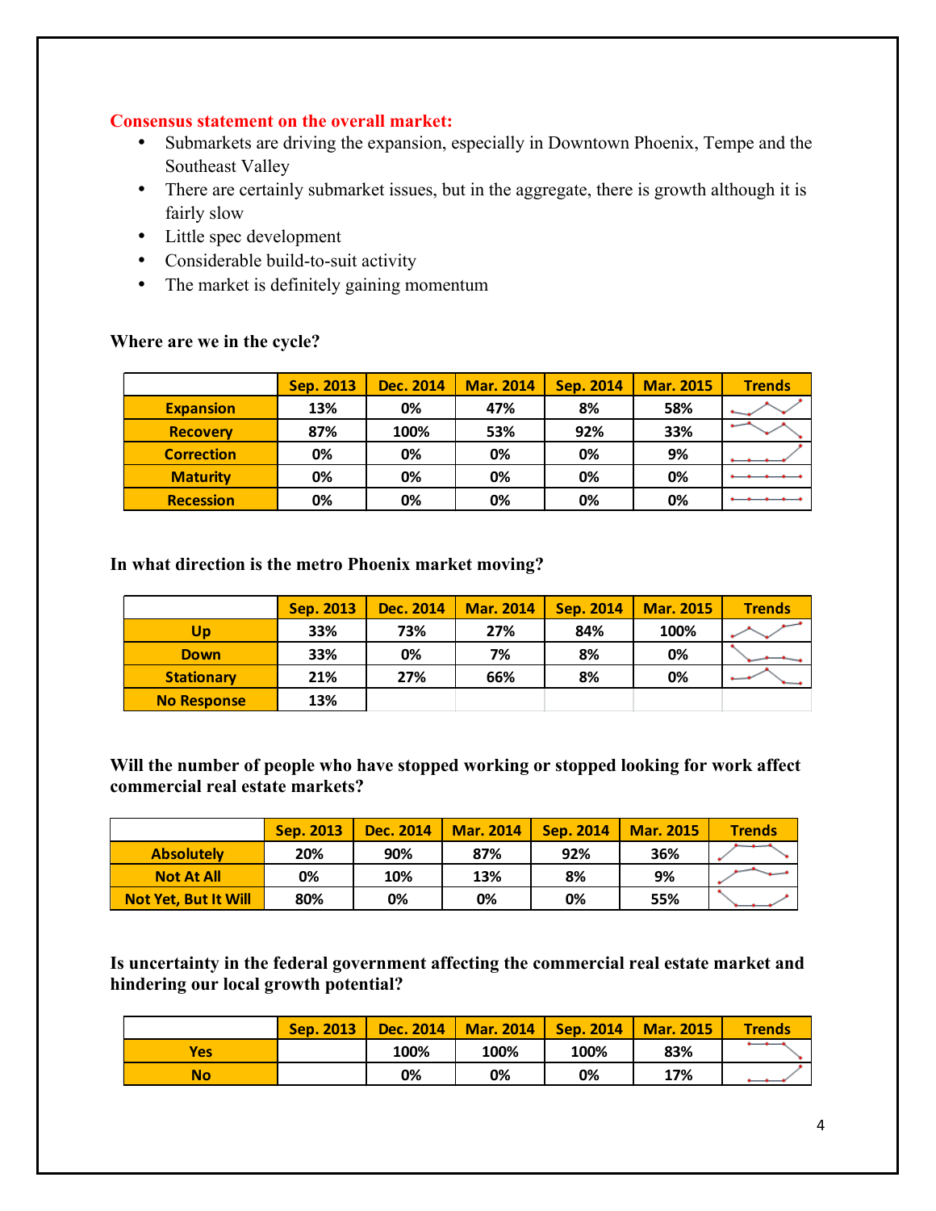**Consensus statement on the overall market:**

- Submarkets are driving the expansion, especially in Downtown Phoenix, Tempe and the Southeast Valley
- There are certainly submarket issues, but in the aggregate, there is growth although it is fairly slow
- Little spec development
- Considerable build-to-suit activity
- The market is definitely gaining momentum

**Where are we in the cycle?**

| | Sep. 2013 | Dec. 2014 | Mar. 2014 | Sep. 2014 | Mar. 2015 | Trends |
|---|---|---|---|---|---|---|
| Expansion | 13% | 0% | 47% | 8% | 58% | |
| Recovery | 87% | 100% | 53% | 92% | 33% | |
| Correction | 0% | 0% | 0% | 0% | 9% | |
| Maturity | 0% | 0% | 0% | 0% | 0% | |
| Recession | 0% | 0% | 0% | 0% | 0% | |

**In what direction is the metro Phoenix market moving?**

| | Sep. 2013 | Dec. 2014 | Mar. 2014 | Sep. 2014 | Mar. 2015 | Trends |
|---|---|---|---|---|---|---|
| Up | 33% | 73% | 27% | 84% | 100% | |
| Down | 33% | 0% | 7% | 8% | 0% | |
| Stationary | 21% | 27% | 66% | 8% | 0% | |
| No Response | 13% | | | | | |

**Will the number of people who have stopped working or stopped looking for work affect commercial real estate markets?**

| | Sep. 2013 | Dec. 2014 | Mar. 2014 | Sep. 2014 | Mar. 2015 | Trends |
|---|---|---|---|---|---|---|
| Absolutely | 20% | 90% | 87% | 92% | 36% | |
| Not At All | 0% | 10% | 13% | 8% | 9% | |
| Not Yet, But It Will | 80% | 0% | 0% | 0% | 55% | |

**Is uncertainty in the federal government affecting the commercial real estate market and hindering our local growth potential?**

| | Sep. 2013 | Dec. 2014 | Mar. 2014 | Sep. 2014 | Mar. 2015 | Trends |
|---|---|---|---|---|---|---|
| Yes | | 100% | 100% | 100% | 83% | |
| No | | 0% | 0% | 0% | 17% | |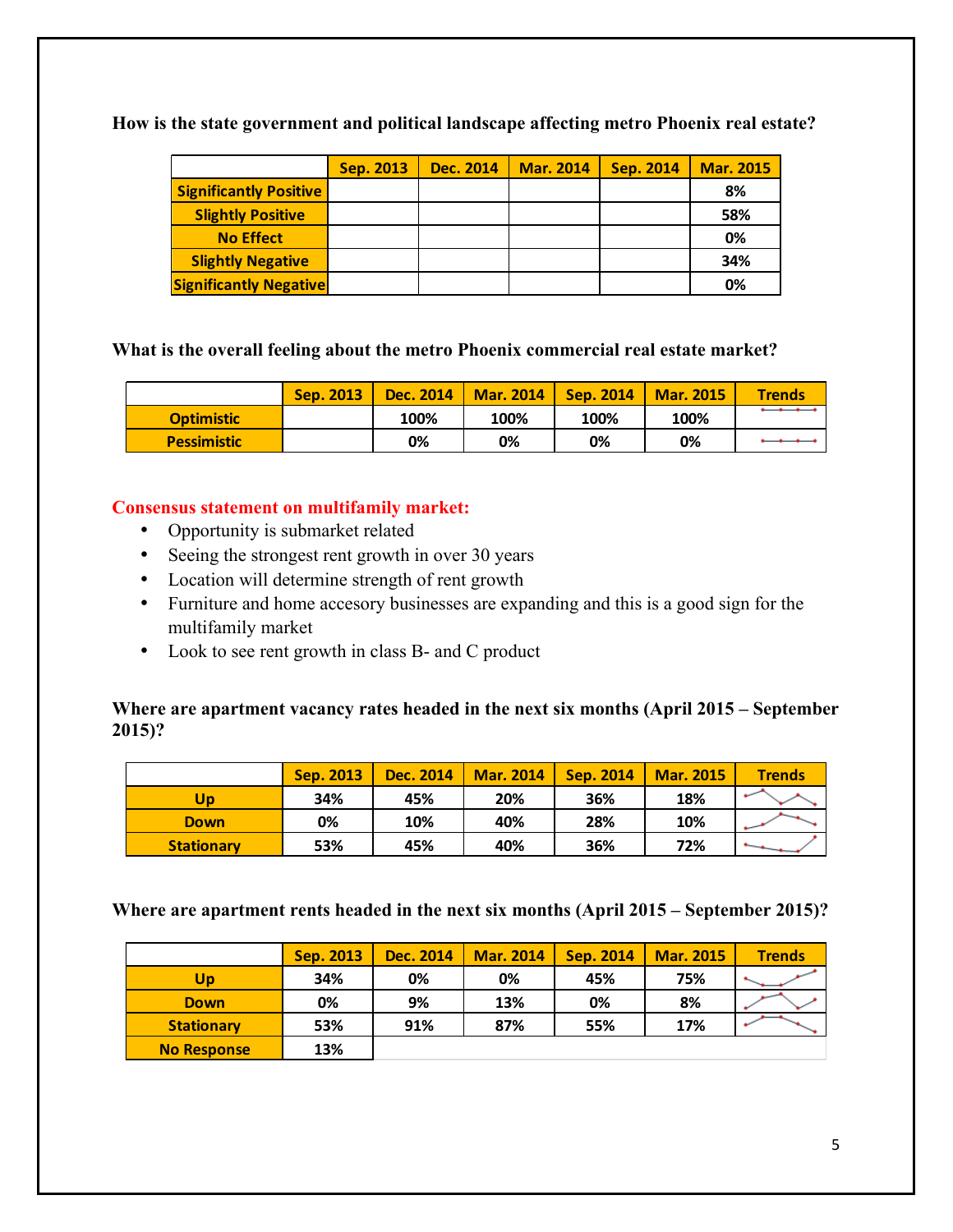**How is the state government and political landscape affecting metro Phoenix real estate?**

| | Sep. 2013 | Dec. 2014 | Mar. 2014 | Sep. 2014 | Mar. 2015 |
|---|---|---|---|---|---|
| Significantly Positive | | | | | 8% |
| Slightly Positive | | | | | 58% |
| No Effect | | | | | 0% |
| Slightly Negative | | | | | 34% |
| Significantly Negative | | | | | 0% |

**What is the overall feeling about the metro Phoenix commercial real estate market?**

| | Sep. 2013 | Dec. 2014 | Mar. 2014 | Sep. 2014 | Mar. 2015 | Trends |
|---|---|---|---|---|---|---|
| Optimistic | | 100% | 100% | 100% | 100% | |
| Pessimistic | | 0% | 0% | 0% | 0% | |

**Consensus statement on multifamily market:**

- Opportunity is submarket related
- Seeing the strongest rent growth in over 30 years
- Location will determine strength of rent growth
- Furniture and home accesory businesses are expanding and this is a good sign for the multifamily market
- Look to see rent growth in class B- and C product

**Where are apartment vacancy rates headed in the next six months (April 2015 – September 2015)?**

| | Sep. 2013 | Dec. 2014 | Mar. 2014 | Sep. 2014 | Mar. 2015 | Trends |
|---|---|---|---|---|---|---|
| Up | 34% | 45% | 20% | 36% | 18% | |
| Down | 0% | 10% | 40% | 28% | 10% | |
| Stationary | 53% | 45% | 40% | 36% | 72% | |

**Where are apartment rents headed in the next six months (April 2015 – September 2015)?**

| | Sep. 2013 | Dec. 2014 | Mar. 2014 | Sep. 2014 | Mar. 2015 | Trends |
|---|---|---|---|---|---|---|
| Up | 34% | 0% | 0% | 45% | 75% | |
| Down | 0% | 9% | 13% | 0% | 8% | |
| Stationary | 53% | 91% | 87% | 55% | 17% | |
| No Response | 13% | | | | | |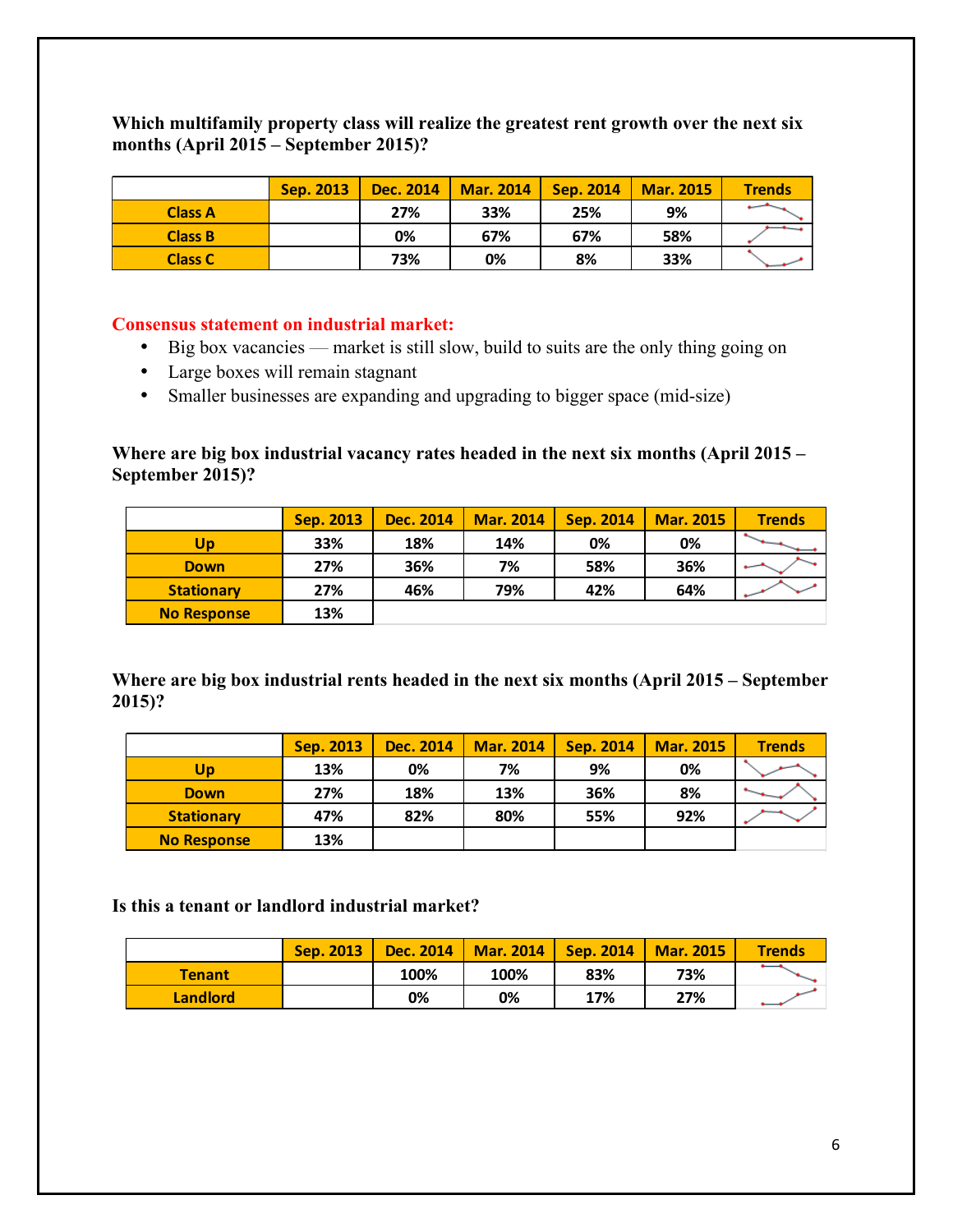**Which multifamily property class will realize the greatest rent growth over the next six months (April 2015 – September 2015)?**

| | Sep. 2013 | Dec. 2014 | Mar. 2014 | Sep. 2014 | Mar. 2015 | Trends |
|---|---|---|---|---|---|---|
| Class A | | 27% | 33% | 25% | 9% | |
| Class B | | 0% | 67% | 67% | 58% | |
| Class C | | 73% | 0% | 8% | 33% | |

**Consensus statement on industrial market:**

- Big box vacancies — market is still slow, build to suits are the only thing going on
- Large boxes will remain stagnant
- Smaller businesses are expanding and upgrading to bigger space (mid-size)

**Where are big box industrial vacancy rates headed in the next six months (April 2015 – September 2015)?**

| | Sep. 2013 | Dec. 2014 | Mar. 2014 | Sep. 2014 | Mar. 2015 | Trends |
|---|---|---|---|---|---|---|
| Up | 33% | 18% | 14% | 0% | 0% | |
| Down | 27% | 36% | 7% | 58% | 36% | |
| Stationary | 27% | 46% | 79% | 42% | 64% | |
| No Response | 13% | | | | | |

**Where are big box industrial rents headed in the next six months (April 2015 – September 2015)?**

| | Sep. 2013 | Dec. 2014 | Mar. 2014 | Sep. 2014 | Mar. 2015 | Trends |
|---|---|---|---|---|---|---|
| Up | 13% | 0% | 7% | 9% | 0% | |
| Down | 27% | 18% | 13% | 36% | 8% | |
| Stationary | 47% | 82% | 80% | 55% | 92% | |
| No Response | 13% | | | | | |

**Is this a tenant or landlord industrial market?**

| | Sep. 2013 | Dec. 2014 | Mar. 2014 | Sep. 2014 | Mar. 2015 | Trends |
|---|---|---|---|---|---|---|
| Tenant | | 100% | 100% | 83% | 73% | |
| Landlord | | 0% | 0% | 17% | 27% | |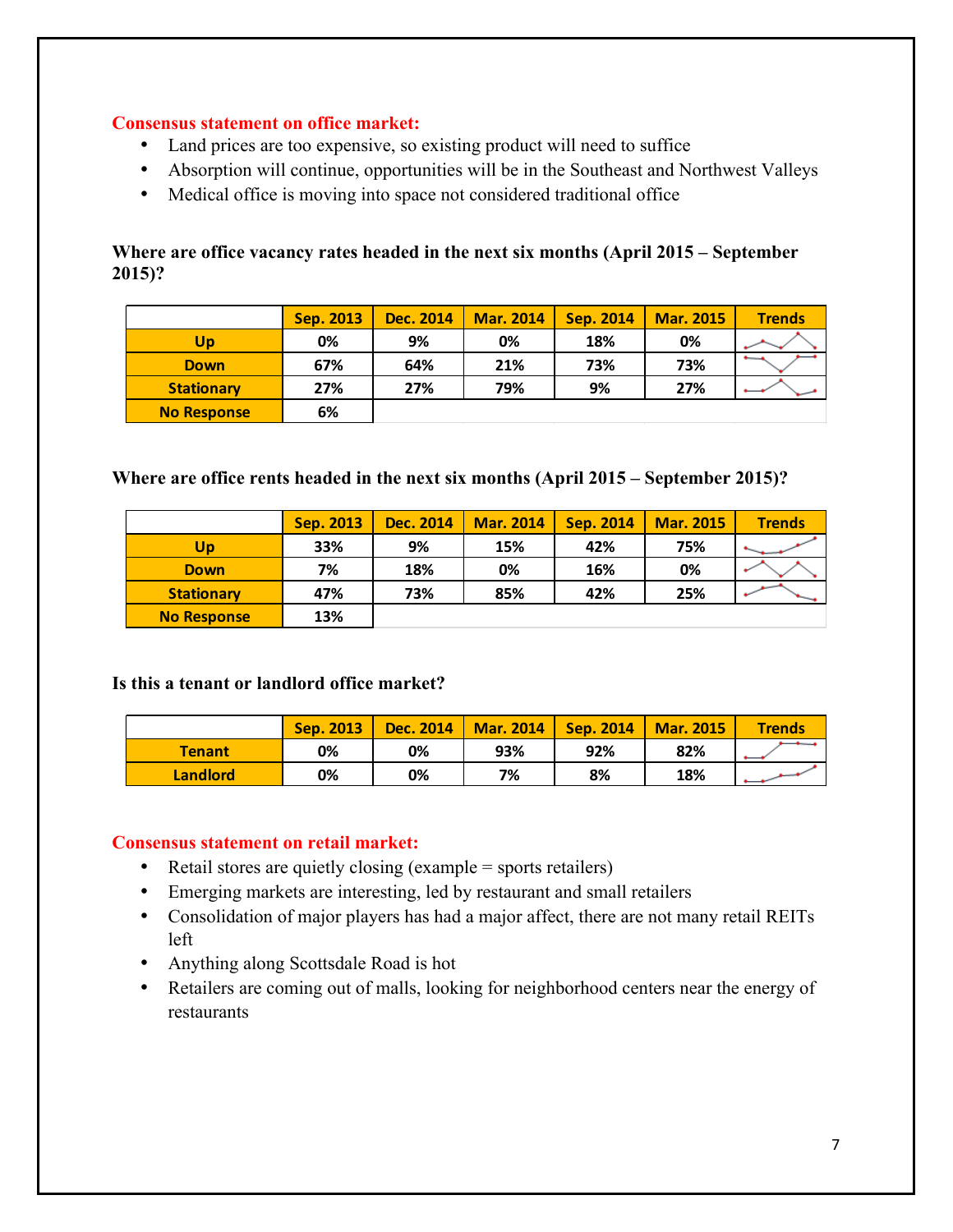**Consensus statement on office market:**

- Land prices are too expensive, so existing product will need to suffice
- Absorption will continue, opportunities will be in the Southeast and Northwest Valleys
- Medical office is moving into space not considered traditional office

**Where are office vacancy rates headed in the next six months (April 2015 – September 2015)?**

| | Sep. 2013 | Dec. 2014 | Mar. 2014 | Sep. 2014 | Mar. 2015 | Trends |
|---|---|---|---|---|---|---|
| Up | 0% | 9% | 0% | 18% | 0% | |
| Down | 67% | 64% | 21% | 73% | 73% | |
| Stationary | 27% | 27% | 79% | 9% | 27% | |
| No Response | 6% | | | | | |

**Where are office rents headed in the next six months (April 2015 – September 2015)?**

| | Sep. 2013 | Dec. 2014 | Mar. 2014 | Sep. 2014 | Mar. 2015 | Trends |
|---|---|---|---|---|---|---|
| Up | 33% | 9% | 15% | 42% | 75% | |
| Down | 7% | 18% | 0% | 16% | 0% | |
| Stationary | 47% | 73% | 85% | 42% | 25% | |
| No Response | 13% | | | | | |

**Is this a tenant or landlord office market?**

| | Sep. 2013 | Dec. 2014 | Mar. 2014 | Sep. 2014 | Mar. 2015 | Trends |
|---|---|---|---|---|---|---|
| Tenant | 0% | 0% | 93% | 92% | 82% | |
| Landlord | 0% | 0% | 7% | 8% | 18% | |

**Consensus statement on retail market:**

- Retail stores are quietly closing (example = sports retailers)
- Emerging markets are interesting, led by restaurant and small retailers
- Consolidation of major players has had a major affect, there are not many retail REITs left
- Anything along Scottsdale Road is hot
- Retailers are coming out of malls, looking for neighborhood centers near the energy of restaurants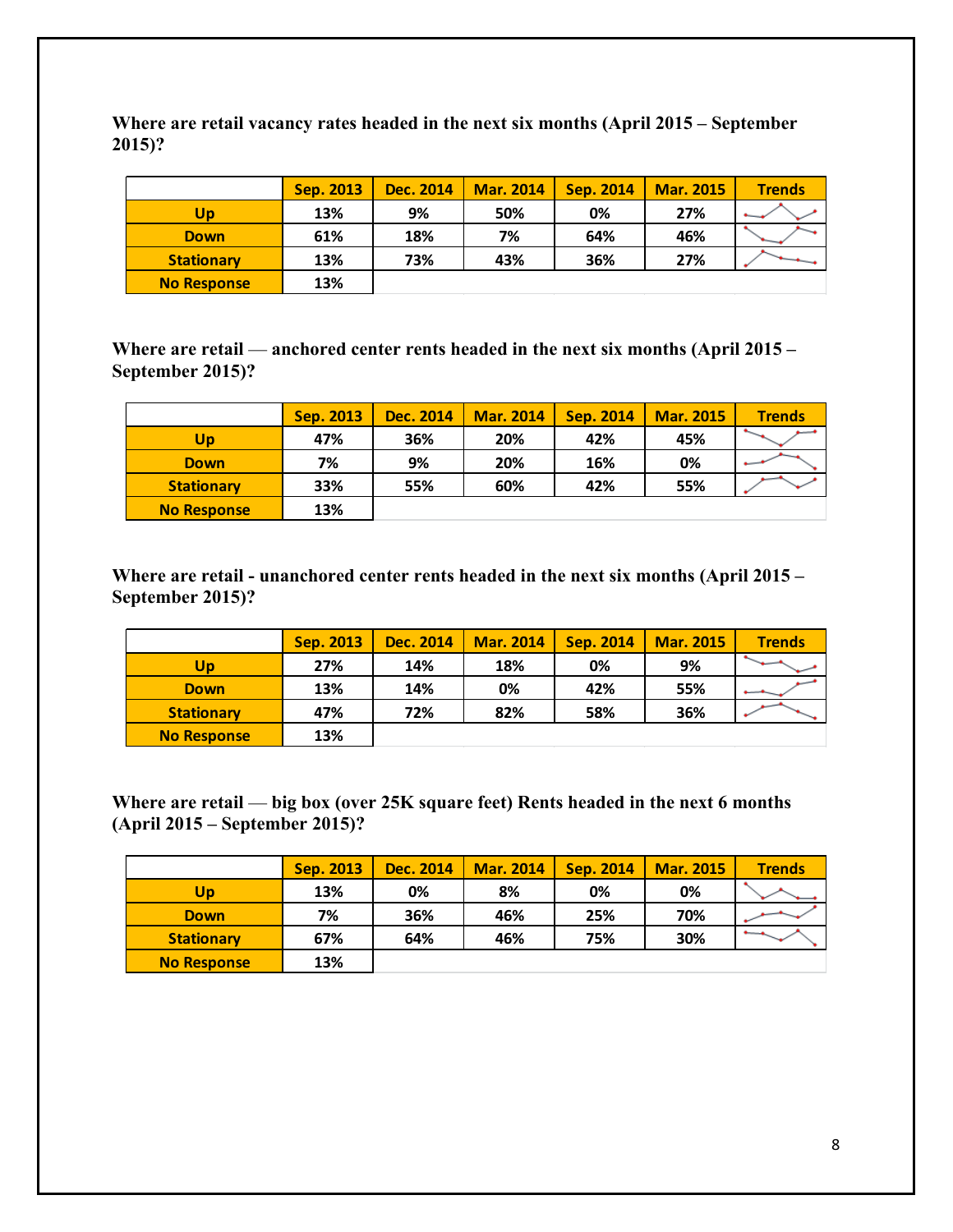**Where are retail vacancy rates headed in the next six months (April 2015 – September 2015)?**

| | Sep. 2013 | Dec. 2014 | Mar. 2014 | Sep. 2014 | Mar. 2015 | Trends |
|---|---|---|---|---|---|---|
| Up | 13% | 9% | 50% | 0% | 27% | |
| Down | 61% | 18% | 7% | 64% | 46% | |
| Stationary | 13% | 73% | 43% | 36% | 27% | |
| No Response | 13% | | | | | |

**Where are retail — anchored center rents headed in the next six months (April 2015 – September 2015)?**

| | Sep. 2013 | Dec. 2014 | Mar. 2014 | Sep. 2014 | Mar. 2015 | Trends |
|---|---|---|---|---|---|---|
| Up | 47% | 36% | 20% | 42% | 45% | |
| Down | 7% | 9% | 20% | 16% | 0% | |
| Stationary | 33% | 55% | 60% | 42% | 55% | |
| No Response | 13% | | | | | |

**Where are retail - unanchored center rents headed in the next six months (April 2015 – September 2015)?**

| | Sep. 2013 | Dec. 2014 | Mar. 2014 | Sep. 2014 | Mar. 2015 | Trends |
|---|---|---|---|---|---|---|
| Up | 27% | 14% | 18% | 0% | 9% | |
| Down | 13% | 14% | 0% | 42% | 55% | |
| Stationary | 47% | 72% | 82% | 58% | 36% | |
| No Response | 13% | | | | | |

**Where are retail — big box (over 25K square feet) Rents headed in the next 6 months (April 2015 – September 2015)?**

| | Sep. 2013 | Dec. 2014 | Mar. 2014 | Sep. 2014 | Mar. 2015 | Trends |
|---|---|---|---|---|---|---|
| Up | 13% | 0% | 8% | 0% | 0% | |
| Down | 7% | 36% | 46% | 25% | 70% | |
| Stationary | 67% | 64% | 46% | 75% | 30% | |
| No Response | 13% | | | | | |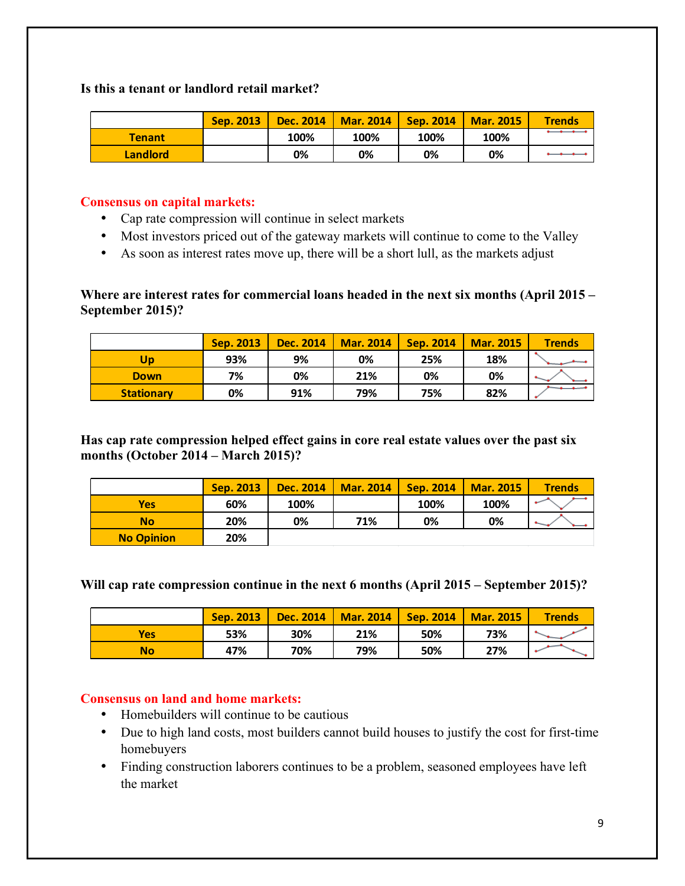**Is this a tenant or landlord retail market?**

| | Sep. 2013 | Dec. 2014 | Mar. 2014 | Sep. 2014 | Mar. 2015 | Trends |
|---|---|---|---|---|---|---|
| Tenant | | 100% | 100% | 100% | 100% | |
| Landlord | | 0% | 0% | 0% | 0% | |

**Consensus on capital markets:**

- Cap rate compression will continue in select markets
- Most investors priced out of the gateway markets will continue to come to the Valley
- As soon as interest rates move up, there will be a short lull, as the markets adjust

**Where are interest rates for commercial loans headed in the next six months (April 2015 – September 2015)?**

| | Sep. 2013 | Dec. 2014 | Mar. 2014 | Sep. 2014 | Mar. 2015 | Trends |
|---|---|---|---|---|---|---|
| Up | 93% | 9% | 0% | 25% | 18% | |
| Down | 7% | 0% | 21% | 0% | 0% | |
| Stationary | 0% | 91% | 79% | 75% | 82% | |

**Has cap rate compression helped effect gains in core real estate values over the past six months (October 2014 – March 2015)?**

| | Sep. 2013 | Dec. 2014 | Mar. 2014 | Sep. 2014 | Mar. 2015 | Trends |
|---|---|---|---|---|---|---|
| Yes | 60% | 100% | | 100% | 100% | |
| No | 20% | 0% | 71% | 0% | 0% | |
| No Opinion | 20% | | | | | |

**Will cap rate compression continue in the next 6 months (April 2015 – September 2015)?**

| | Sep. 2013 | Dec. 2014 | Mar. 2014 | Sep. 2014 | Mar. 2015 | Trends |
|---|---|---|---|---|---|---|
| Yes | 53% | 30% | 21% | 50% | 73% | |
| No | 47% | 70% | 79% | 50% | 27% | |

**Consensus on land and home markets:**

- Homebuilders will continue to be cautious
- Due to high land costs, most builders cannot build houses to justify the cost for first-time homebuyers
- Finding construction laborers continues to be a problem, seasoned employees have left the market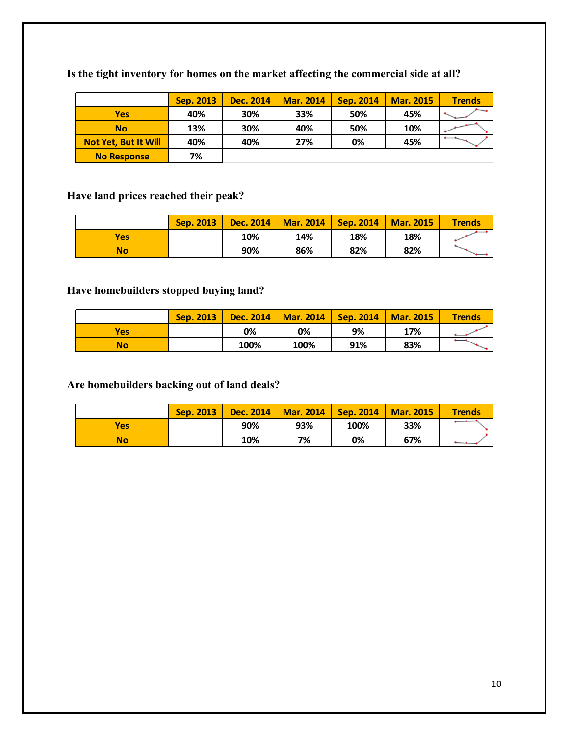**Is the tight inventory for homes on the market affecting the commercial side at all?**

| | Sep. 2013 | Dec. 2014 | Mar. 2014 | Sep. 2014 | Mar. 2015 | Trends |
|---|---|---|---|---|---|---|
| Yes | 40% | 30% | 33% | 50% | 45% | |
| No | 13% | 30% | 40% | 50% | 10% | |
| Not Yet, But It Will | 40% | 40% | 27% | 0% | 45% | |
| No Response | 7% | | | | | |

**Have land prices reached their peak?**

| | Sep. 2013 | Dec. 2014 | Mar. 2014 | Sep. 2014 | Mar. 2015 | Trends |
|---|---|---|---|---|---|---|
| Yes | | 10% | 14% | 18% | 18% | |
| No | | 90% | 86% | 82% | 82% | |

**Have homebuilders stopped buying land?**

| | Sep. 2013 | Dec. 2014 | Mar. 2014 | Sep. 2014 | Mar. 2015 | Trends |
|---|---|---|---|---|---|---|
| Yes | | 0% | 0% | 9% | 17% | |
| No | | 100% | 100% | 91% | 83% | |

**Are homebuilders backing out of land deals?**

| | Sep. 2013 | Dec. 2014 | Mar. 2014 | Sep. 2014 | Mar. 2015 | Trends |
|---|---|---|---|---|---|---|
| Yes | | 90% | 93% | 100% | 33% | |
| No | | 10% | 7% | 0% | 67% | |